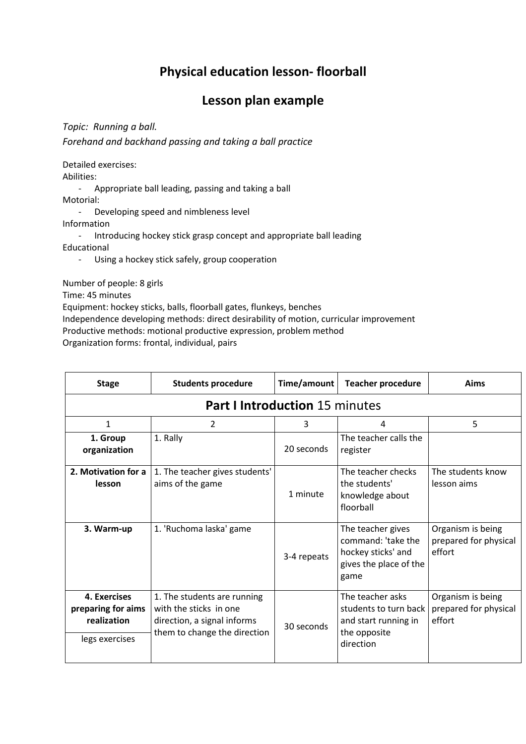# Physical education lesson- floorball

## Lesson plan example

*Topic: Running a ball.*

*Forehand and backhand passing and taking a ball practice*

Detailed exercises:

Abilities:

- Appropriate ball leading, passing and taking a ball

Motorial:

- Developing speed and nimbleness level

Information

- Introducing hockey stick grasp concept and appropriate ball leading

Educational

- Using a hockey stick safely, group cooperation

Number of people: 8 girls

Time: 45 minutes

Equipment: hockey sticks, balls, floorball gates, flunkeys, benches

Independence developing methods: direct desirability of motion, curricular improvement

Productive methods: motional productive expression, problem method

Organization forms: frontal, individual, pairs

| Stage | Students procedure | Time/amount | Teacher procedure | Aims |
|---|---|---|---|---|
| **Part I Introduction** 15 minutes | | | | |
| 1 | 2 | 3 | 4 | 5 |
| **1. Group organization** | 1. Rally | 20 seconds | The teacher calls the register | |
| **2. Motivation for a lesson** | 1. The teacher gives students' aims of the game | 1 minute | The teacher checks the students' knowledge about floorball | The students know lesson aims |
| **3. Warm-up** | 1. 'Ruchoma laska' game | 3-4 repeats | The teacher gives command: 'take the hockey sticks' and gives the place of the game | Organism is being prepared for physical effort |
| **4. Exercises preparing for aims realization**<br>legs exercises | 1. The students are running with the sticks in one direction, a signal informs them to change the direction | 30 seconds | The teacher asks students to turn back and start running in the opposite direction | Organism is being prepared for physical effort |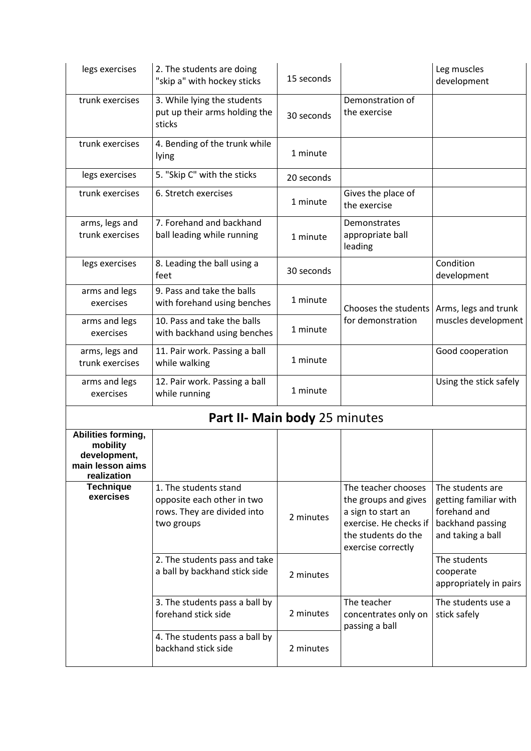| | | | | |
|---|---|---|---|---|
| legs exercises | 2. The students are doing "skip a" with hockey sticks | 15 seconds | | Leg muscles development |
| trunk exercises | 3. While lying the students put up their arms holding the sticks | 30 seconds | Demonstration of the exercise | |
| trunk exercises | 4. Bending of the trunk while lying | 1 minute | | |
| legs exercises | 5. "Skip C" with the sticks | 20 seconds | | |
| trunk exercises | 6. Stretch exercises | 1 minute | Gives the place of the exercise | |
| arms, legs and trunk exercises | 7. Forehand and backhand ball leading while running | 1 minute | Demonstrates appropriate ball leading | |
| legs exercises | 8. Leading the ball using a feet | 30 seconds | | Condition development |
| arms and legs exercises | 9. Pass and take the balls with forehand using benches | 1 minute | Chooses the students for demonstration | Arms, legs and trunk muscles development |
| arms and legs exercises | 10. Pass and take the balls with backhand using benches | 1 minute | | |
| arms, legs and trunk exercises | 11. Pair work. Passing a ball while walking | 1 minute | | Good cooperation |
| arms and legs exercises | 12. Pair work. Passing a ball while running | 1 minute | | Using the stick safely |
| **Part II- Main body** 25 minutes | | | | |
| **Abilities forming, mobility development, main lesson aims realization** | | | | |
| **Technique exercises** | 1. The students stand opposite each other in two rows. They are divided into two groups | 2 minutes | The teacher chooses the groups and gives a sign to start an exercise. He checks if the students do the exercise correctly | The students are getting familiar with forehand and backhand passing and taking a ball |
| | 2. The students pass and take a ball by backhand stick side | 2 minutes | | The students cooperate appropriately in pairs |
| | 3. The students pass a ball by forehand stick side | 2 minutes | The teacher concentrates only on passing a ball | The students use a stick safely |
| | 4. The students pass a ball by backhand stick side | 2 minutes | | |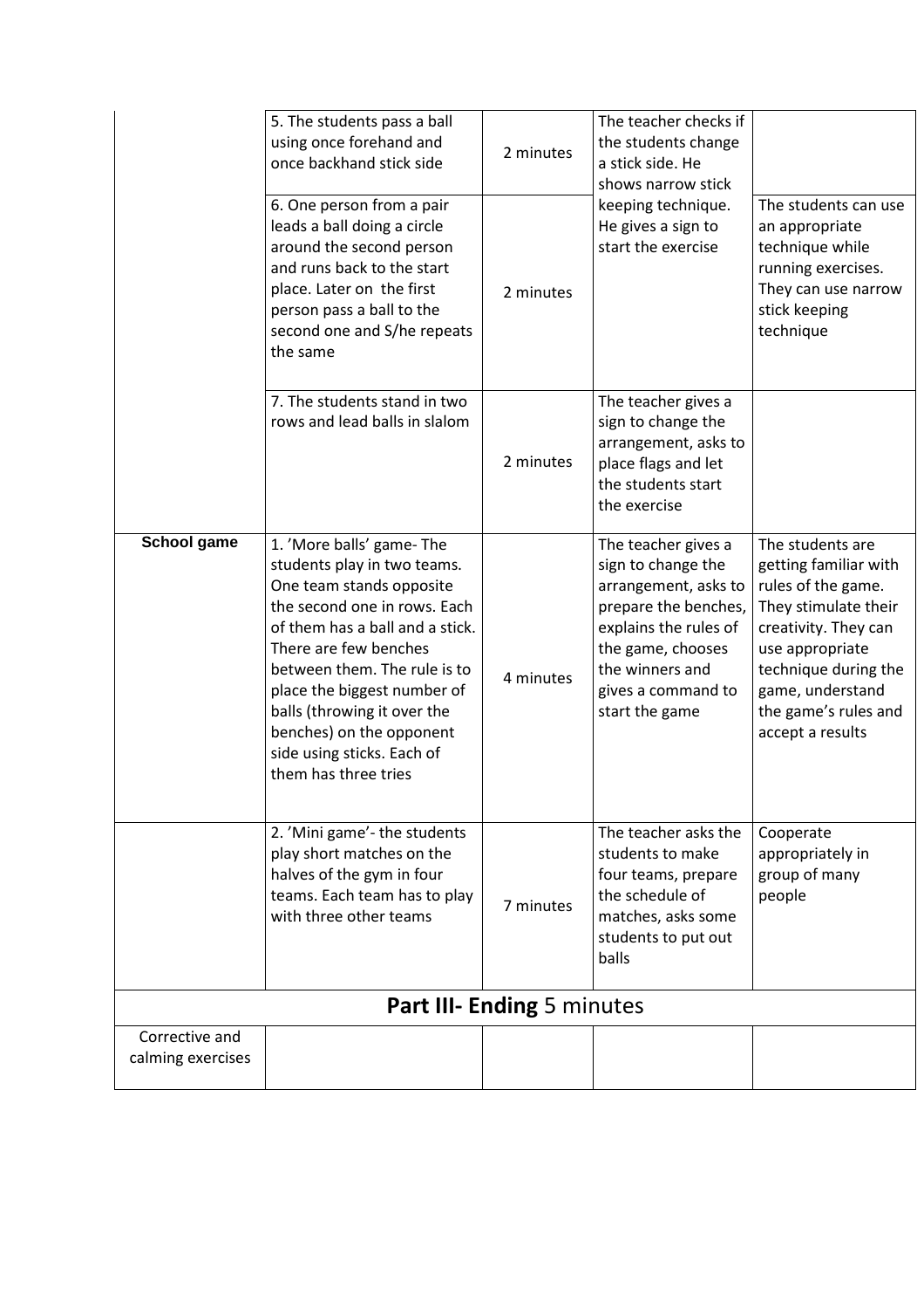| | | | | |
|---|---|---|---|---|
| | 5. The students pass a ball using once forehand and once backhand stick side | 2 minutes | The teacher checks if the students change a stick side. He shows narrow stick keeping technique. He gives a sign to start the exercise | |
| | 6. One person from a pair leads a ball doing a circle around the second person and runs back to the start place. Later on the first person pass a ball to the second one and S/he repeats the same | 2 minutes | | The students can use an appropriate technique while running exercises. They can use narrow stick keeping technique |
| | 7. The students stand in two rows and lead balls in slalom | 2 minutes | The teacher gives a sign to change the arrangement, asks to place flags and let the students start the exercise | |
| **School game** | 1. 'More balls' game- The students play in two teams. One team stands opposite the second one in rows. Each of them has a ball and a stick. There are few benches between them. The rule is to place the biggest number of balls (throwing it over the benches) on the opponent side using sticks. Each of them has three tries | 4 minutes | The teacher gives a sign to change the arrangement, asks to prepare the benches, explains the rules of the game, chooses the winners and gives a command to start the game | The students are getting familiar with rules of the game. They stimulate their creativity. They can use appropriate technique during the game, understand the game's rules and accept a results |
| | 2. 'Mini game'- the students play short matches on the halves of the gym in four teams. Each team has to play with three other teams | 7 minutes | The teacher asks the students to make four teams, prepare the schedule of matches, asks some students to put out balls | Cooperate appropriately in group of many people |
| **Part III- Ending** 5 minutes | | | | |
| Corrective and calming exercises | | | | |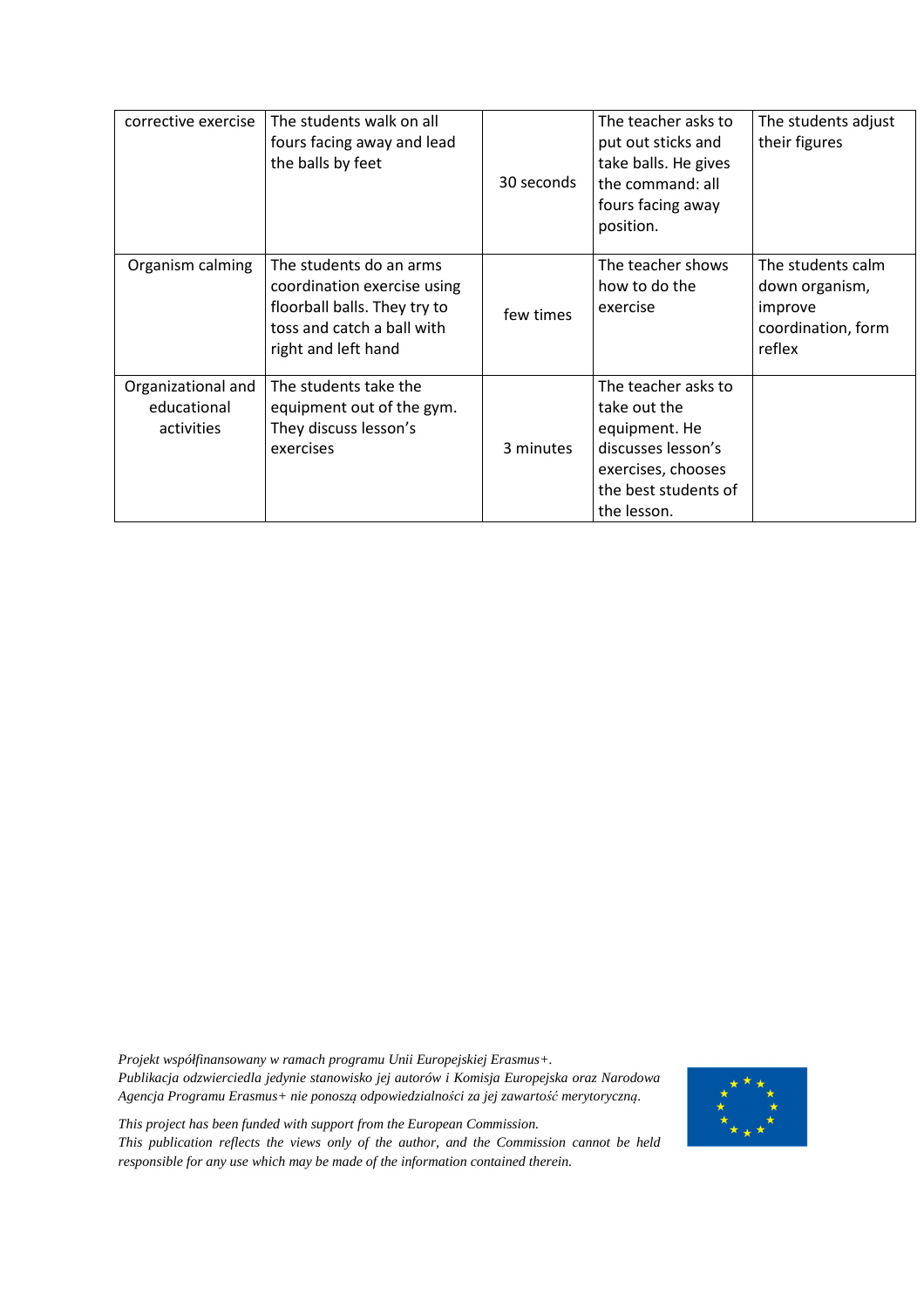| | | | | |
|---|---|---|---|---|
| corrective exercise | The students walk on all fours facing away and lead the balls by feet | 30 seconds | The teacher asks to put out sticks and take balls. He gives the command: all fours facing away position. | The students adjust their figures |
| Organism calming | The students do an arms coordination exercise using floorball balls. They try to toss and catch a ball with right and left hand | few times | The teacher shows how to do the exercise | The students calm down organism, improve coordination, form reflex |
| Organizational and educational activities | The students take the equipment out of the gym. They discuss lesson's exercises | 3 minutes | The teacher asks to take out the equipment. He discusses lesson's exercises, chooses the best students of the lesson. | |

*Projekt współfinansowany w ramach programu Unii Europejskiej Erasmus+.*
*Publikacja odzwierciedla jedynie stanowisko jej autorów i Komisja Europejska oraz Narodowa Agencja Programu Erasmus+ nie ponoszą odpowiedzialności za jej zawartość merytoryczną.*

*This project has been funded with support from the European Commission.*
*This publication reflects the views only of the author, and the Commission cannot be held responsible for any use which may be made of the information contained therein.*